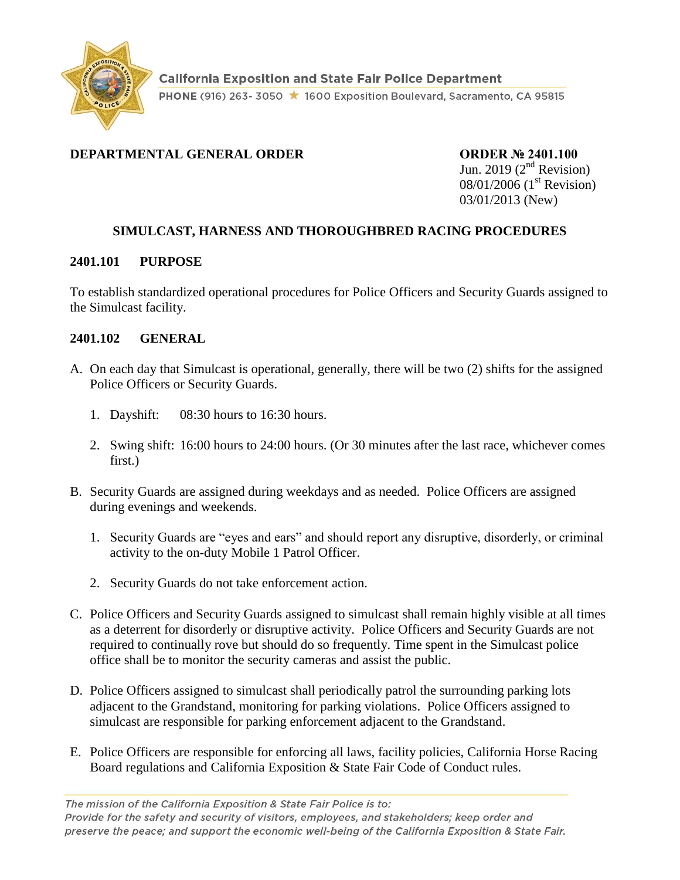California Exposition and State Fair Police Department

PHONE (916) 263- 3050 ★ 1600 Exposition Boulevard, Sacramento, CA 95815

**DEPARTMENTAL GENERAL ORDER**

**ORDER № 2401.100**
Jun. 2019 (2nd Revision)
08/01/2006 (1st Revision)
03/01/2013 (New)

## SIMULCAST, HARNESS AND THOROUGHBRED RACING PROCEDURES

### 2401.101 PURPOSE

To establish standardized operational procedures for Police Officers and Security Guards assigned to the Simulcast facility.

### 2401.102 GENERAL

A. On each day that Simulcast is operational, generally, there will be two (2) shifts for the assigned Police Officers or Security Guards.

   1. Dayshift: 08:30 hours to 16:30 hours.

   2. Swing shift: 16:00 hours to 24:00 hours. (Or 30 minutes after the last race, whichever comes first.)

B. Security Guards are assigned during weekdays and as needed. Police Officers are assigned during evenings and weekends.

   1. Security Guards are "eyes and ears" and should report any disruptive, disorderly, or criminal activity to the on-duty Mobile 1 Patrol Officer.

   2. Security Guards do not take enforcement action.

C. Police Officers and Security Guards assigned to simulcast shall remain highly visible at all times as a deterrent for disorderly or disruptive activity. Police Officers and Security Guards are not required to continually rove but should do so frequently. Time spent in the Simulcast police office shall be to monitor the security cameras and assist the public.

D. Police Officers assigned to simulcast shall periodically patrol the surrounding parking lots adjacent to the Grandstand, monitoring for parking violations. Police Officers assigned to simulcast are responsible for parking enforcement adjacent to the Grandstand.

E. Police Officers are responsible for enforcing all laws, facility policies, California Horse Racing Board regulations and California Exposition & State Fair Code of Conduct rules.

*The mission of the California Exposition & State Fair Police is to:*
*Provide for the safety and security of visitors, employees, and stakeholders; keep order and preserve the peace; and support the economic well-being of the California Exposition & State Fair.*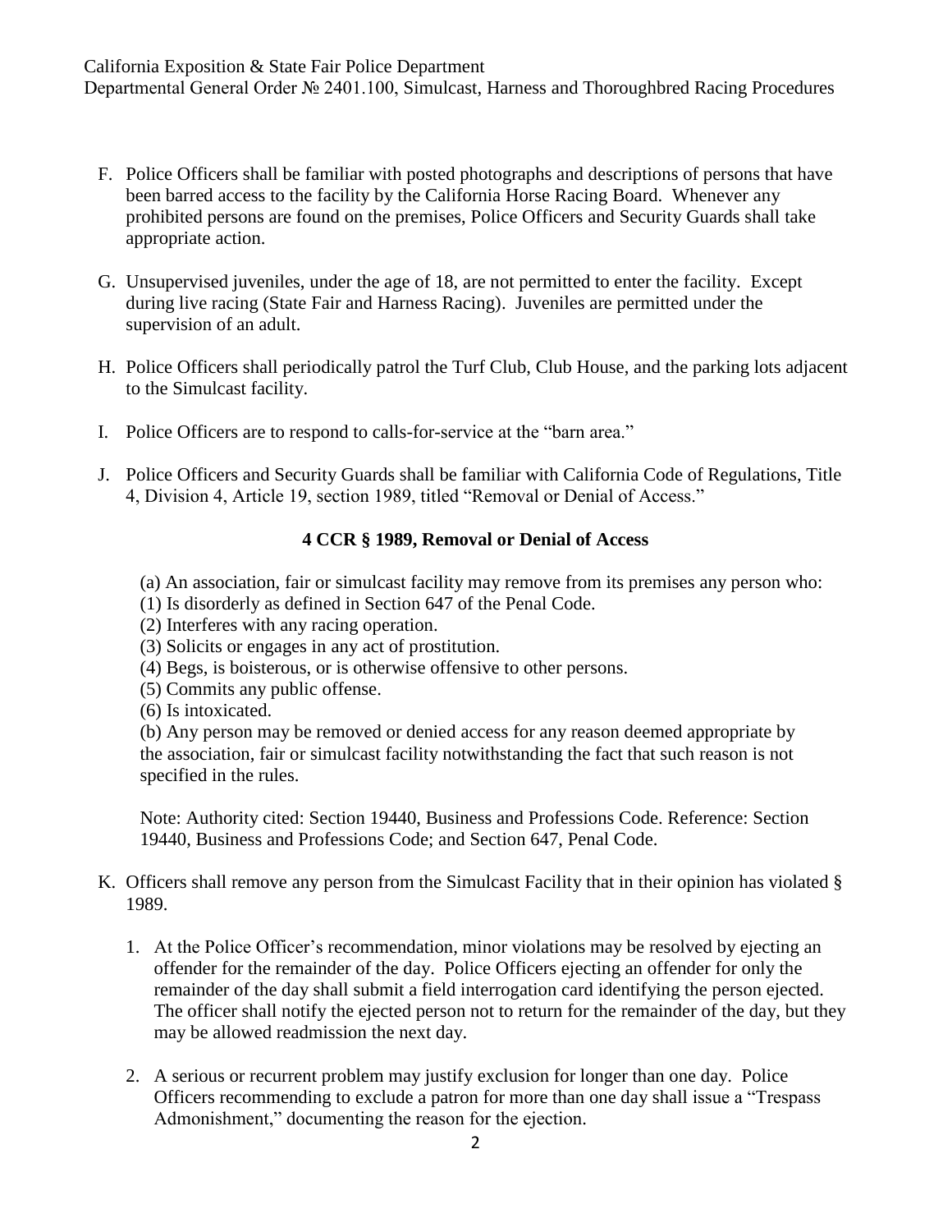F. Police Officers shall be familiar with posted photographs and descriptions of persons that have been barred access to the facility by the California Horse Racing Board. Whenever any prohibited persons are found on the premises, Police Officers and Security Guards shall take appropriate action.

G. Unsupervised juveniles, under the age of 18, are not permitted to enter the facility. Except during live racing (State Fair and Harness Racing). Juveniles are permitted under the supervision of an adult.

H. Police Officers shall periodically patrol the Turf Club, Club House, and the parking lots adjacent to the Simulcast facility.

I. Police Officers are to respond to calls-for-service at the "barn area."

J. Police Officers and Security Guards shall be familiar with California Code of Regulations, Title 4, Division 4, Article 19, section 1989, titled "Removal or Denial of Access."

**4 CCR § 1989, Removal or Denial of Access**

(a) An association, fair or simulcast facility may remove from its premises any person who:
(1) Is disorderly as defined in Section 647 of the Penal Code.
(2) Interferes with any racing operation.
(3) Solicits or engages in any act of prostitution.
(4) Begs, is boisterous, or is otherwise offensive to other persons.
(5) Commits any public offense.
(6) Is intoxicated.
(b) Any person may be removed or denied access for any reason deemed appropriate by the association, fair or simulcast facility notwithstanding the fact that such reason is not specified in the rules.

Note: Authority cited: Section 19440, Business and Professions Code. Reference: Section 19440, Business and Professions Code; and Section 647, Penal Code.

K. Officers shall remove any person from the Simulcast Facility that in their opinion has violated § 1989.

1. At the Police Officer's recommendation, minor violations may be resolved by ejecting an offender for the remainder of the day. Police Officers ejecting an offender for only the remainder of the day shall submit a field interrogation card identifying the person ejected. The officer shall notify the ejected person not to return for the remainder of the day, but they may be allowed readmission the next day.

2. A serious or recurrent problem may justify exclusion for longer than one day. Police Officers recommending to exclude a patron for more than one day shall issue a "Trespass Admonishment," documenting the reason for the ejection.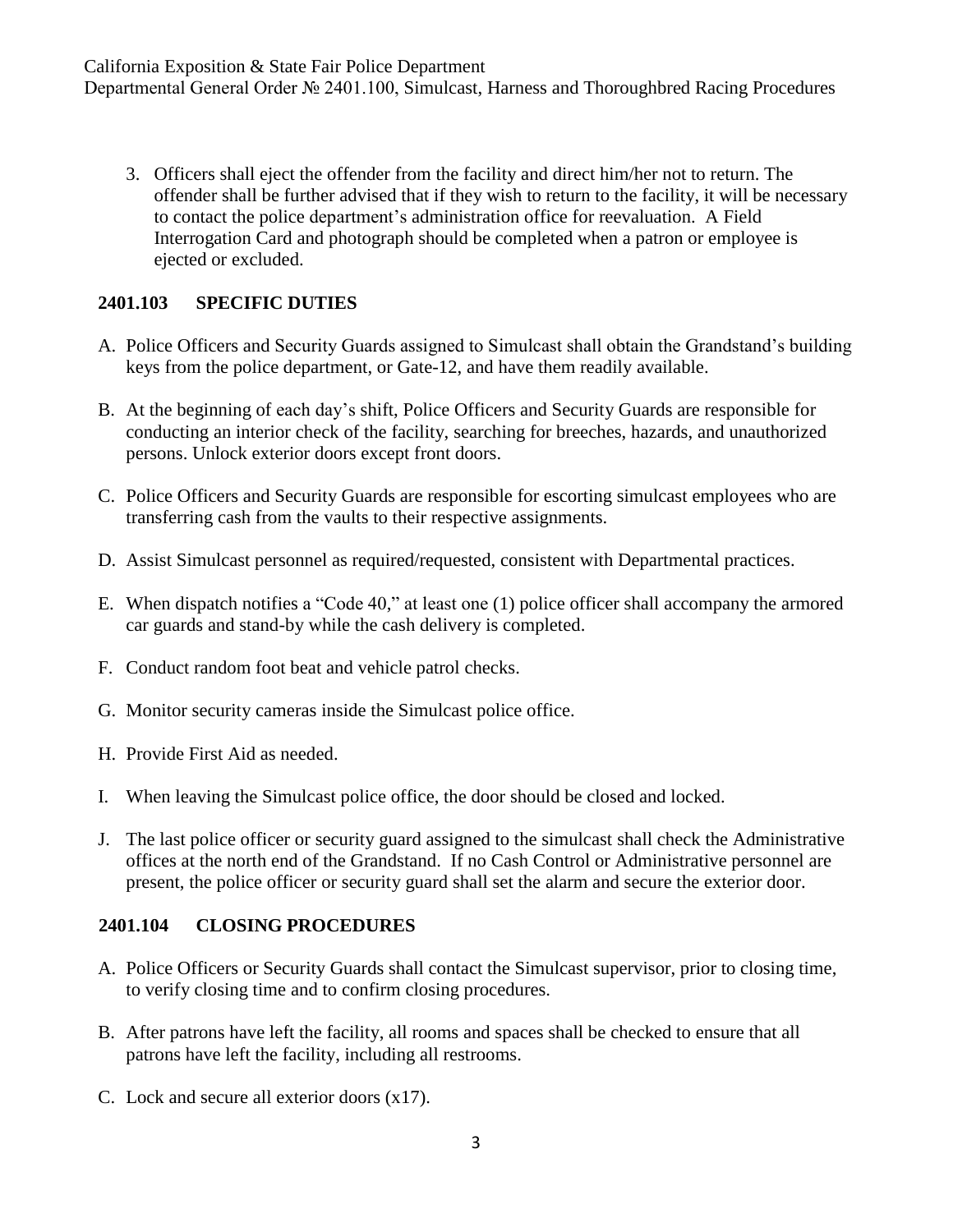3. Officers shall eject the offender from the facility and direct him/her not to return. The offender shall be further advised that if they wish to return to the facility, it will be necessary to contact the police department's administration office for reevaluation. A Field Interrogation Card and photograph should be completed when a patron or employee is ejected or excluded.

## 2401.103 SPECIFIC DUTIES

A. Police Officers and Security Guards assigned to Simulcast shall obtain the Grandstand's building keys from the police department, or Gate-12, and have them readily available.

B. At the beginning of each day's shift, Police Officers and Security Guards are responsible for conducting an interior check of the facility, searching for breeches, hazards, and unauthorized persons. Unlock exterior doors except front doors.

C. Police Officers and Security Guards are responsible for escorting simulcast employees who are transferring cash from the vaults to their respective assignments.

D. Assist Simulcast personnel as required/requested, consistent with Departmental practices.

E. When dispatch notifies a "Code 40," at least one (1) police officer shall accompany the armored car guards and stand-by while the cash delivery is completed.

F. Conduct random foot beat and vehicle patrol checks.

G. Monitor security cameras inside the Simulcast police office.

H. Provide First Aid as needed.

I. When leaving the Simulcast police office, the door should be closed and locked.

J. The last police officer or security guard assigned to the simulcast shall check the Administrative offices at the north end of the Grandstand. If no Cash Control or Administrative personnel are present, the police officer or security guard shall set the alarm and secure the exterior door.

## 2401.104 CLOSING PROCEDURES

A. Police Officers or Security Guards shall contact the Simulcast supervisor, prior to closing time, to verify closing time and to confirm closing procedures.

B. After patrons have left the facility, all rooms and spaces shall be checked to ensure that all patrons have left the facility, including all restrooms.

C. Lock and secure all exterior doors (x17).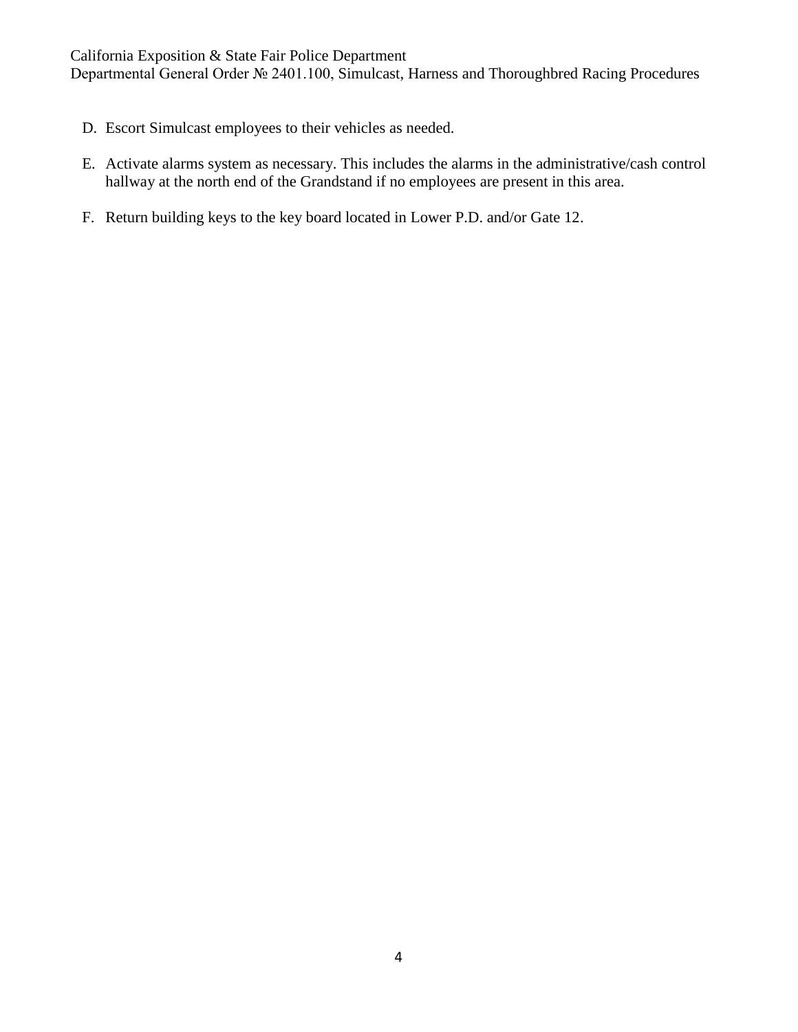D. Escort Simulcast employees to their vehicles as needed.

E. Activate alarms system as necessary. This includes the alarms in the administrative/cash control hallway at the north end of the Grandstand if no employees are present in this area.

F. Return building keys to the key board located in Lower P.D. and/or Gate 12.